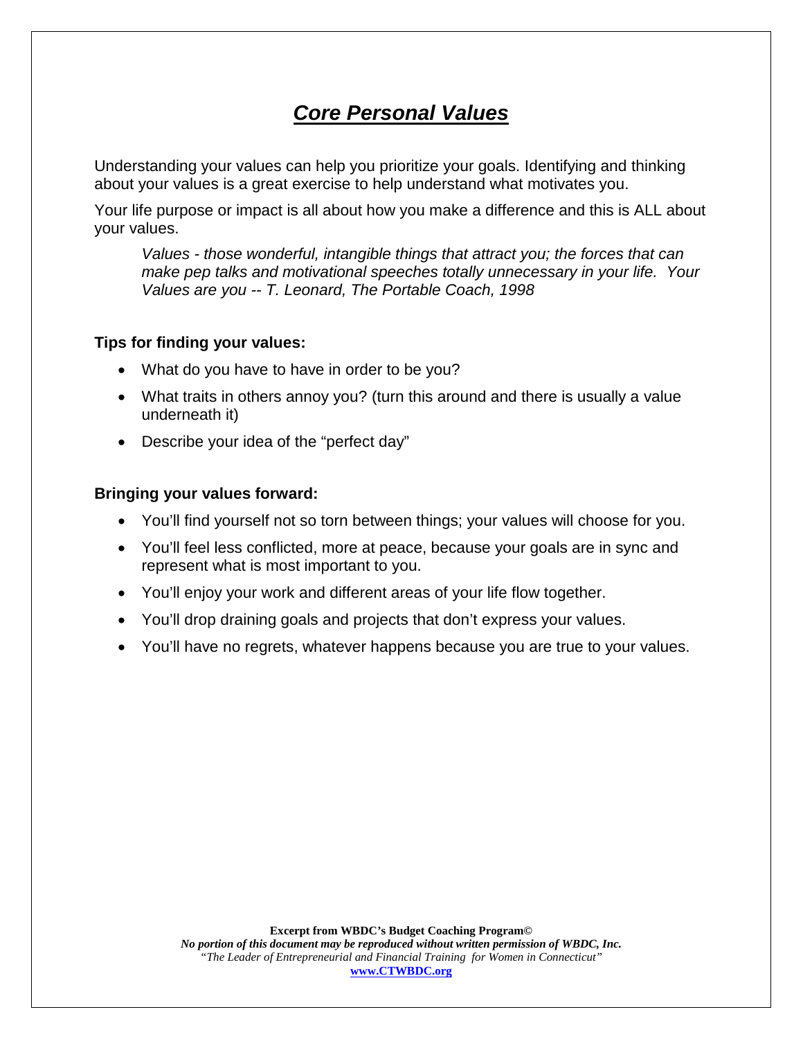# ***Core Personal Values***

Understanding your values can help you prioritize your goals. Identifying and thinking about your values is a great exercise to help understand what motivates you.

Your life purpose or impact is all about how you make a difference and this is ALL about your values.

> *Values - those wonderful, intangible things that attract you; the forces that can make pep talks and motivational speeches totally unnecessary in your life. Your Values are you -- T. Leonard, The Portable Coach, 1998*

**Tips for finding your values:**

- What do you have to have in order to be you?
- What traits in others annoy you? (turn this around and there is usually a value underneath it)
- Describe your idea of the "perfect day"

**Bringing your values forward:**

- You'll find yourself not so torn between things; your values will choose for you.
- You'll feel less conflicted, more at peace, because your goals are in sync and represent what is most important to you.
- You'll enjoy your work and different areas of your life flow together.
- You'll drop draining goals and projects that don't express your values.
- You'll have no regrets, whatever happens because you are true to your values.

**Excerpt from WBDC's Budget Coaching Program©**
***No portion of this document may be reproduced without written permission of WBDC, Inc.***
*"The Leader of Entrepreneurial and Financial Training for Women in Connecticut"*
**www.CTWBDC.org**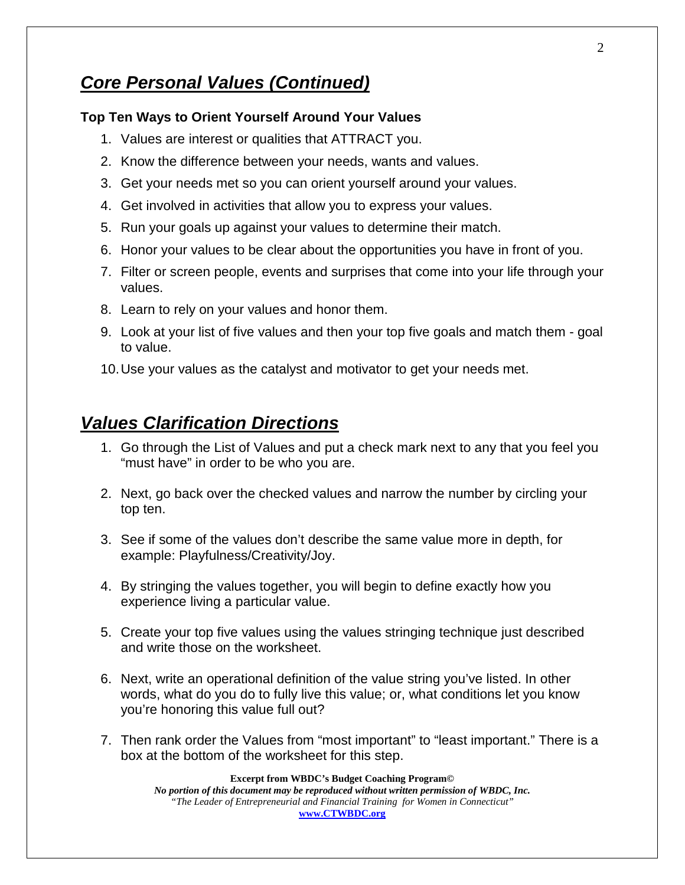## ***Core Personal Values (Continued)***

**Top Ten Ways to Orient Yourself Around Your Values**

1. Values are interest or qualities that ATTRACT you.
2. Know the difference between your needs, wants and values.
3. Get your needs met so you can orient yourself around your values.
4. Get involved in activities that allow you to express your values.
5. Run your goals up against your values to determine their match.
6. Honor your values to be clear about the opportunities you have in front of you.
7. Filter or screen people, events and surprises that come into your life through your values.
8. Learn to rely on your values and honor them.
9. Look at your list of five values and then your top five goals and match them - goal to value.
10. Use your values as the catalyst and motivator to get your needs met.

## ***Values Clarification Directions***

1. Go through the List of Values and put a check mark next to any that you feel you "must have" in order to be who you are.

2. Next, go back over the checked values and narrow the number by circling your top ten.

3. See if some of the values don't describe the same value more in depth, for example: Playfulness/Creativity/Joy.

4. By stringing the values together, you will begin to define exactly how you experience living a particular value.

5. Create your top five values using the values stringing technique just described and write those on the worksheet.

6. Next, write an operational definition of the value string you've listed. In other words, what do you do to fully live this value; or, what conditions let you know you're honoring this value full out?

7. Then rank order the Values from "most important" to "least important." There is a box at the bottom of the worksheet for this step.

**Excerpt from WBDC's Budget Coaching Program©**
***No portion of this document may be reproduced without written permission of WBDC, Inc.***
*"The Leader of Entrepreneurial and Financial Training for Women in Connecticut"*
**www.CTWBDC.org**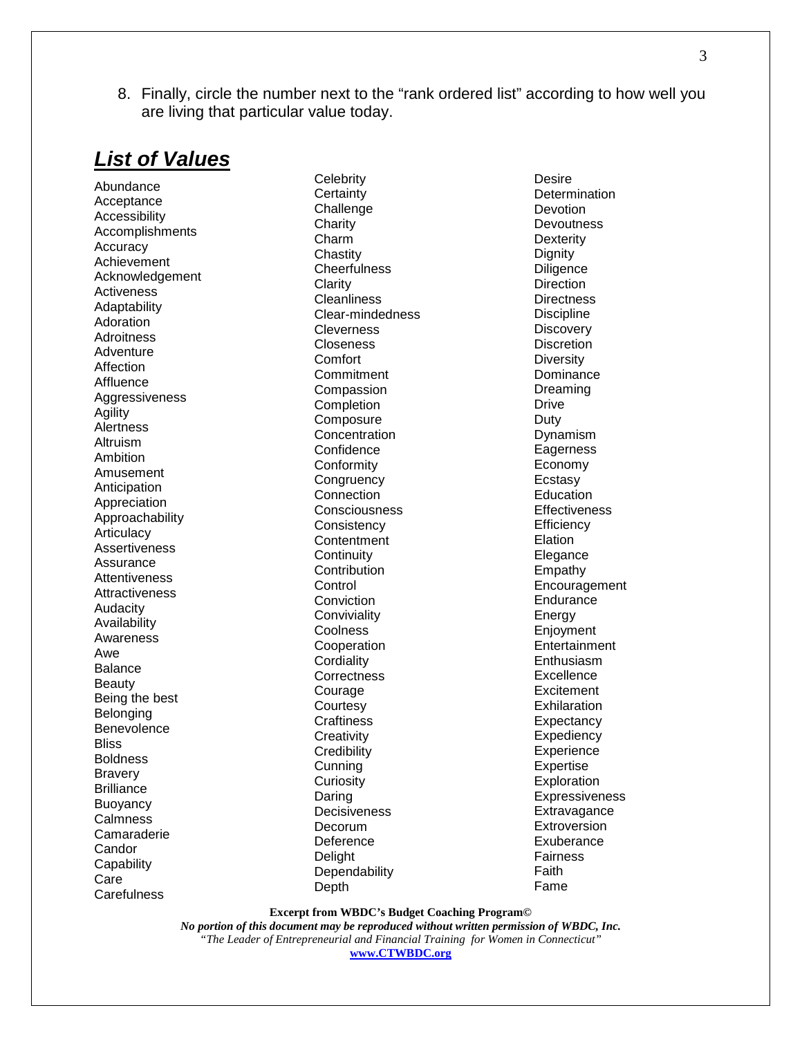8. Finally, circle the number next to the "rank ordered list" according to how well you are living that particular value today.

## ***List of Values***

Abundance
Acceptance
Accessibility
Accomplishments
Accuracy
Achievement
Acknowledgement
Activeness
Adaptability
Adoration
Adroitness
Adventure
Affection
Affluence
Aggressiveness
Agility
Alertness
Altruism
Ambition
Amusement
Anticipation
Appreciation
Approachability
Articulacy
Assertiveness
Assurance
Attentiveness
Attractiveness
Audacity
Availability
Awareness
Awe
Balance
Beauty
Being the best
Belonging
Benevolence
Bliss
Boldness
Bravery
Brilliance
Buoyancy
Calmness
Camaraderie
Candor
Capability
Care
Carefulness
Celebrity
Certainty
Challenge
Charity
Charm
Chastity
Cheerfulness
Clarity
Cleanliness
Clear-mindedness
Cleverness
Closeness
Comfort
Commitment
Compassion
Completion
Composure
Concentration
Confidence
Conformity
Congruency
Connection
Consciousness
Consistency
Contentment
Continuity
Contribution
Control
Conviction
Conviviality
Coolness
Cooperation
Cordiality
Correctness
Courage
Courtesy
Craftiness
Creativity
Credibility
Cunning
Curiosity
Daring
Decisiveness
Decorum
Deference
Delight
Dependability
Depth
Desire
Determination
Devotion
Devoutness
Dexterity
Dignity
Diligence
Direction
Directness
Discipline
Discovery
Discretion
Diversity
Dominance
Dreaming
Drive
Duty
Dynamism
Eagerness
Economy
Ecstasy
Education
Effectiveness
Efficiency
Elation
Elegance
Empathy
Encouragement
Endurance
Energy
Enjoyment
Entertainment
Enthusiasm
Excellence
Excitement
Exhilaration
Expectancy
Expediency
Experience
Expertise
Exploration
Expressiveness
Extravagance
Extroversion
Exuberance
Fairness
Faith
Fame

**Excerpt from WBDC's Budget Coaching Program©**
***No portion of this document may be reproduced without written permission of WBDC, Inc.***
*"The Leader of Entrepreneurial and Financial Training for Women in Connecticut"*
**www.CTWBDC.org**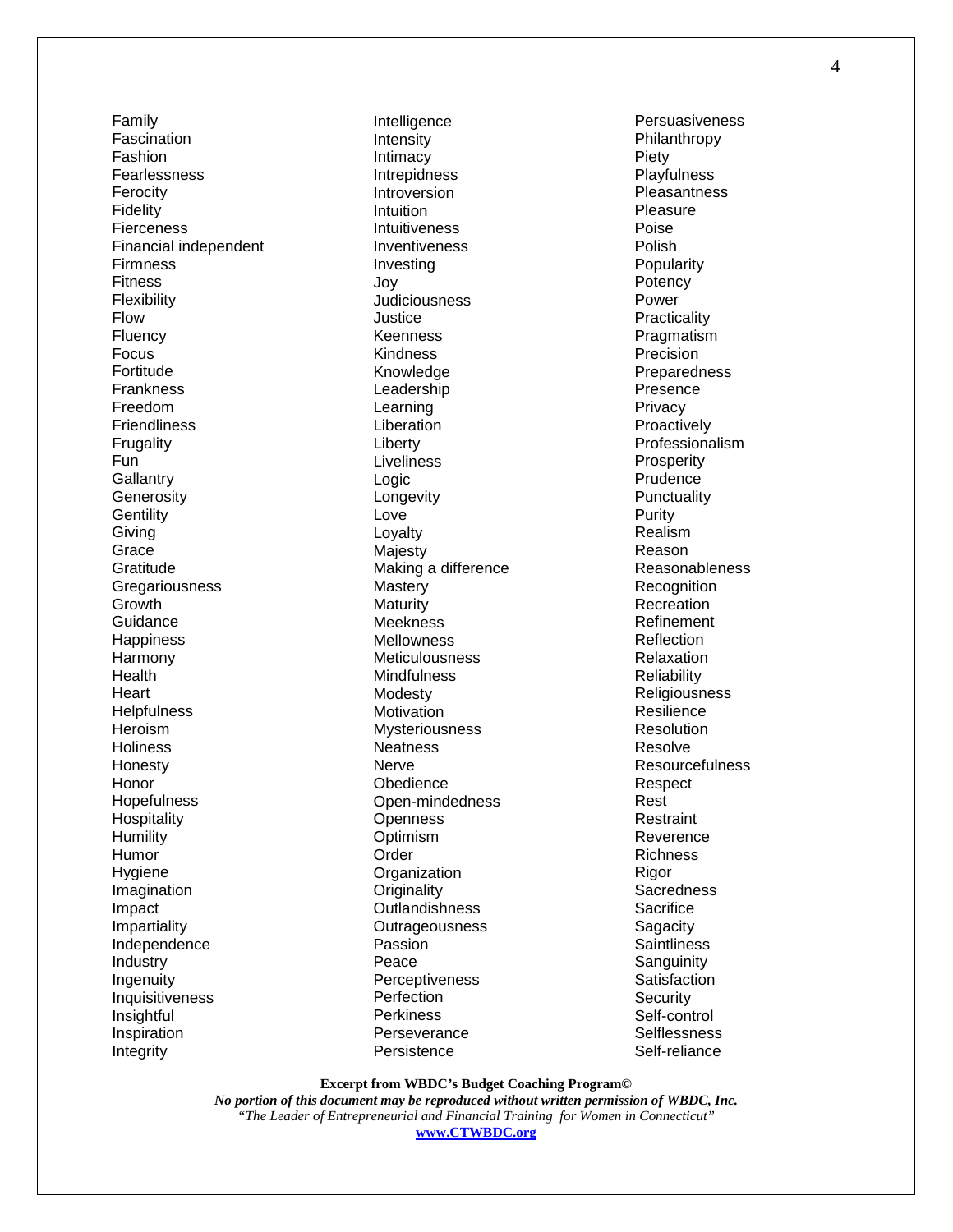Family
Fascination
Fashion
Fearlessness
Ferocity
Fidelity
Fierceness
Financial independent
Firmness
Fitness
Flexibility
Flow
Fluency
Focus
Fortitude
Frankness
Freedom
Friendliness
Frugality
Fun
Gallantry
Generosity
Gentility
Giving
Grace
Gratitude
Gregariousness
Growth
Guidance
Happiness
Harmony
Health
Heart
Helpfulness
Heroism
Holiness
Honesty
Honor
Hopefulness
Hospitality
Humility
Humor
Hygiene
Imagination
Impact
Impartiality
Independence
Industry
Ingenuity
Inquisitiveness
Insightful
Inspiration
Integrity
Intelligence
Intensity
Intimacy
Intrepidness
Introversion
Intuition
Intuitiveness
Inventiveness
Investing
Joy
Judiciousness
Justice
Keenness
Kindness
Knowledge
Leadership
Learning
Liberation
Liberty
Liveliness
Logic
Longevity
Love
Loyalty
Majesty
Making a difference
Mastery
Maturity
Meekness
Mellowness
Meticulousness
Mindfulness
Modesty
Motivation
Mysteriousness
Neatness
Nerve
Obedience
Open-mindedness
Openness
Optimism
Order
Organization
Originality
Outlandishness
Outrageousness
Passion
Peace
Perceptiveness
Perfection
Perkiness
Perseverance
Persistence
Persuasiveness
Philanthropy
Piety
Playfulness
Pleasantness
Pleasure
Poise
Polish
Popularity
Potency
Power
Practicality
Pragmatism
Precision
Preparedness
Presence
Privacy
Proactively
Professionalism
Prosperity
Prudence
Punctuality
Purity
Realism
Reason
Reasonableness
Recognition
Recreation
Refinement
Reflection
Relaxation
Reliability
Religiousness
Resilience
Resolution
Resolve
Resourcefulness
Respect
Rest
Restraint
Reverence
Richness
Rigor
Sacredness
Sacrifice
Sagacity
Saintliness
Sanguinity
Satisfaction
Security
Self-control
Selflessness
Self-reliance

**Excerpt from WBDC's Budget Coaching Program©**
***No portion of this document may be reproduced without written permission of WBDC, Inc.***
*"The Leader of Entrepreneurial and Financial Training for Women in Connecticut"*
**www.CTWBDC.org**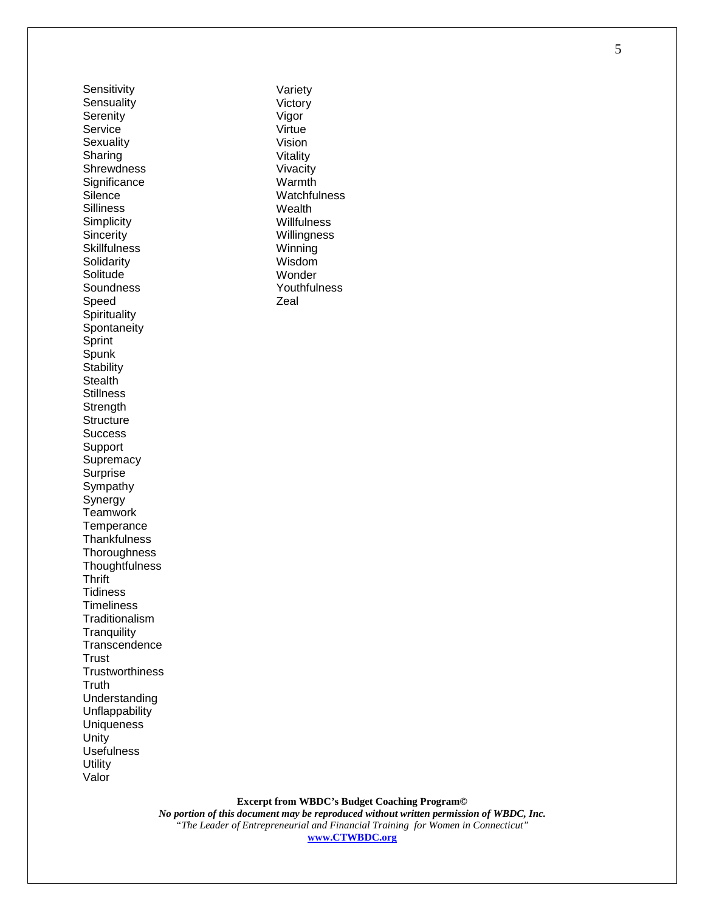Sensitivity
Sensuality
Serenity
Service
Sexuality
Sharing
Shrewdness
Significance
Silence
Silliness
Simplicity
Sincerity
Skillfulness
Solidarity
Solitude
Soundness
Speed
Spirituality
Spontaneity
Sprint
Spunk
Stability
Stealth
Stillness
Strength
Structure
Success
Support
Supremacy
Surprise
Sympathy
Synergy
Teamwork
Temperance
Thankfulness
Thoroughness
Thoughtfulness
Thrift
Tidiness
Timeliness
Traditionalism
Tranquility
Transcendence
Trust
Trustworthiness
Truth
Understanding
Unflappability
Uniqueness
Unity
Usefulness
Utility
Valor
Variety
Victory
Vigor
Virtue
Vision
Vitality
Vivacity
Warmth
Watchfulness
Wealth
Willfulness
Willingness
Winning
Wisdom
Wonder
Youthfulness
Zeal

**Excerpt from WBDC's Budget Coaching Program©**
***No portion of this document may be reproduced without written permission of WBDC, Inc.***
*"The Leader of Entrepreneurial and Financial Training for Women in Connecticut"*
**www.CTWBDC.org**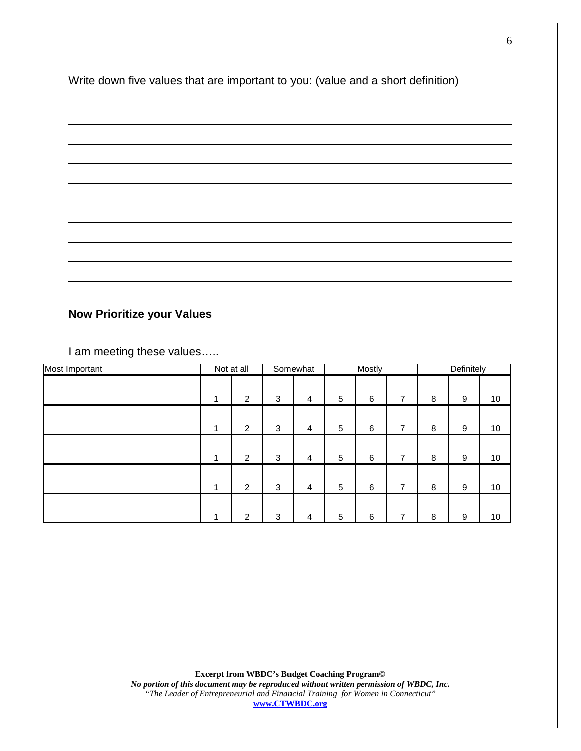Write down five values that are important to you: (value and a short definition)

## Now Prioritize your Values

I am meeting these values…..

| Most Important | Not at all | | Somewhat | | Mostly | | | Definitely | | |
|---|---|---|---|---|---|---|---|---|---|---|
| | 1 | 2 | 3 | 4 | 5 | 6 | 7 | 8 | 9 | 10 |
| | 1 | 2 | 3 | 4 | 5 | 6 | 7 | 8 | 9 | 10 |
| | 1 | 2 | 3 | 4 | 5 | 6 | 7 | 8 | 9 | 10 |
| | 1 | 2 | 3 | 4 | 5 | 6 | 7 | 8 | 9 | 10 |
| | 1 | 2 | 3 | 4 | 5 | 6 | 7 | 8 | 9 | 10 |

**Excerpt from WBDC's Budget Coaching Program©**
***No portion of this document may be reproduced without written permission of WBDC, Inc.***
*"The Leader of Entrepreneurial and Financial Training for Women in Connecticut"*
**www.CTWBDC.org**